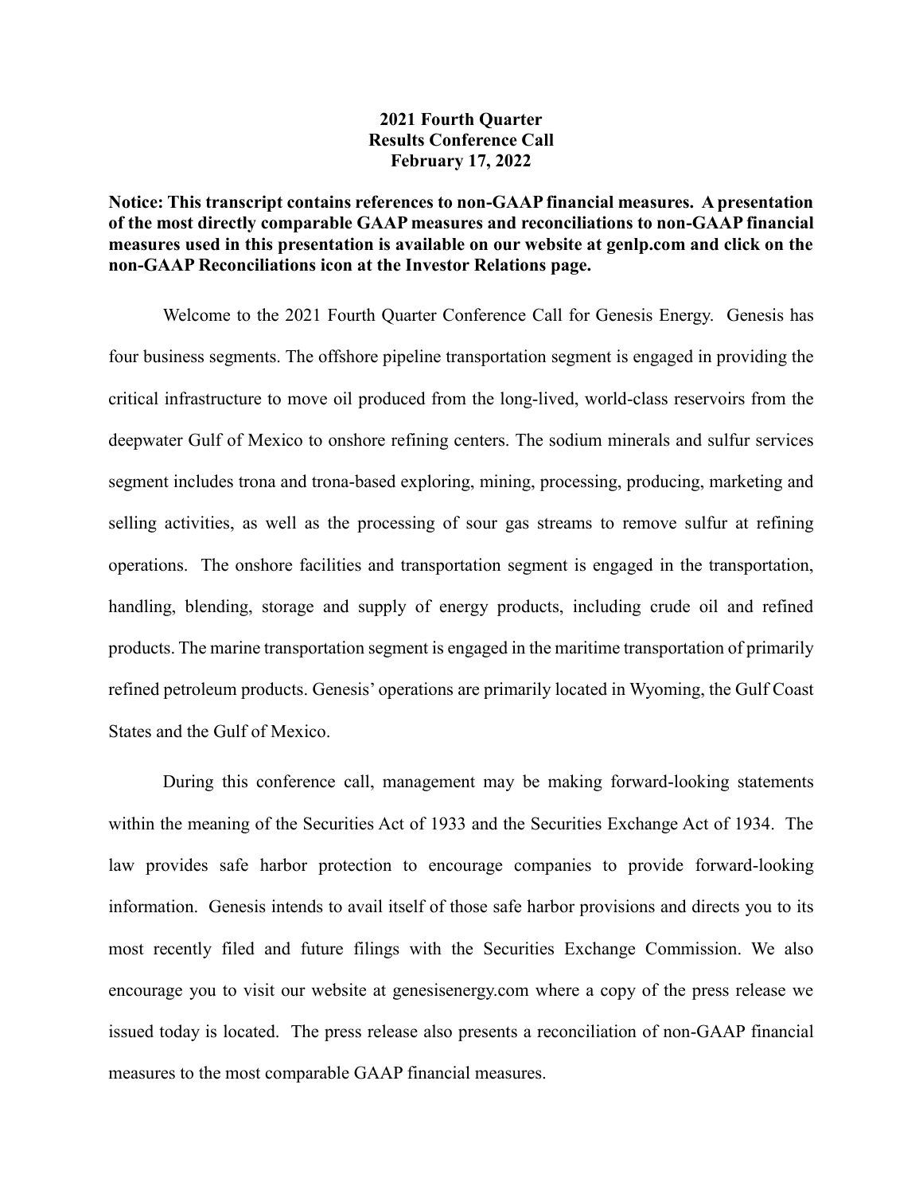# 2021 Fourth Quarter
# Results Conference Call
# February 17, 2022

**Notice: This transcript contains references to non-GAAP financial measures. A presentation of the most directly comparable GAAP measures and reconciliations to non-GAAP financial measures used in this presentation is available on our website at genlp.com and click on the non-GAAP Reconciliations icon at the Investor Relations page.**

Welcome to the 2021 Fourth Quarter Conference Call for Genesis Energy. Genesis has four business segments. The offshore pipeline transportation segment is engaged in providing the critical infrastructure to move oil produced from the long-lived, world-class reservoirs from the deepwater Gulf of Mexico to onshore refining centers. The sodium minerals and sulfur services segment includes trona and trona-based exploring, mining, processing, producing, marketing and selling activities, as well as the processing of sour gas streams to remove sulfur at refining operations. The onshore facilities and transportation segment is engaged in the transportation, handling, blending, storage and supply of energy products, including crude oil and refined products. The marine transportation segment is engaged in the maritime transportation of primarily refined petroleum products. Genesis' operations are primarily located in Wyoming, the Gulf Coast States and the Gulf of Mexico.

During this conference call, management may be making forward-looking statements within the meaning of the Securities Act of 1933 and the Securities Exchange Act of 1934. The law provides safe harbor protection to encourage companies to provide forward-looking information. Genesis intends to avail itself of those safe harbor provisions and directs you to its most recently filed and future filings with the Securities Exchange Commission. We also encourage you to visit our website at genesisenergy.com where a copy of the press release we issued today is located. The press release also presents a reconciliation of non-GAAP financial measures to the most comparable GAAP financial measures.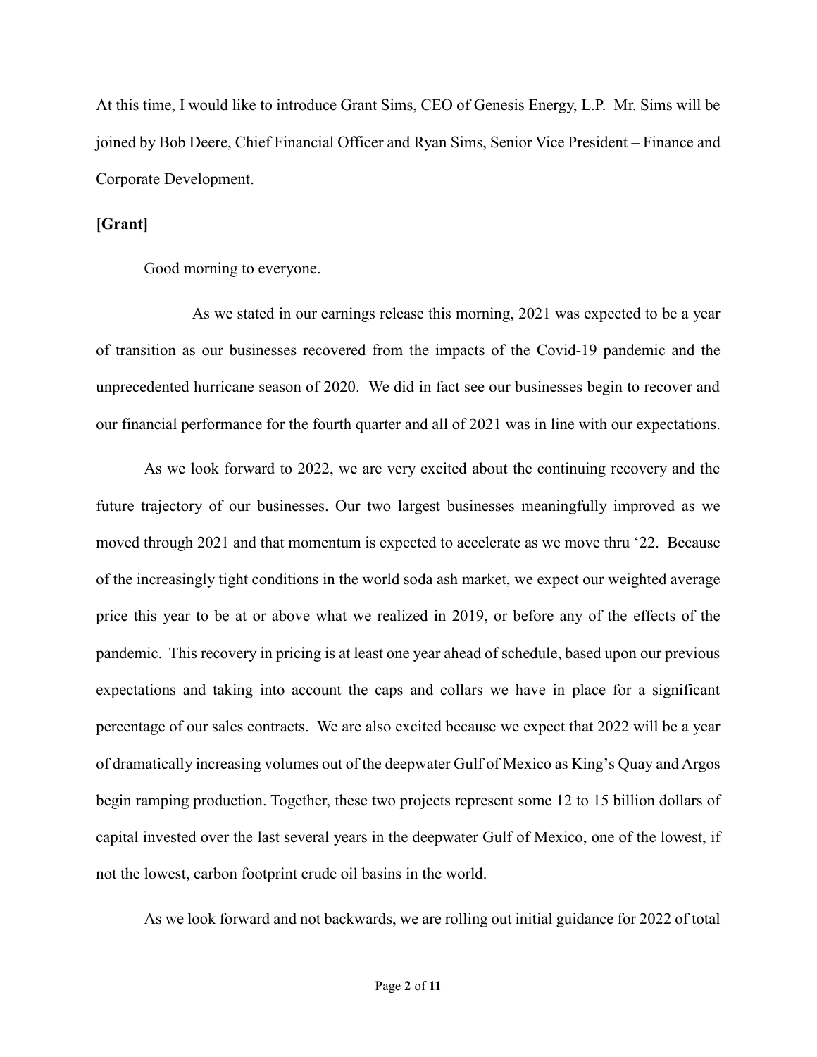At this time, I would like to introduce Grant Sims, CEO of Genesis Energy, L.P. Mr. Sims will be joined by Bob Deere, Chief Financial Officer and Ryan Sims, Senior Vice President – Finance and Corporate Development.

**[Grant]**

Good morning to everyone.

As we stated in our earnings release this morning, 2021 was expected to be a year of transition as our businesses recovered from the impacts of the Covid-19 pandemic and the unprecedented hurricane season of 2020. We did in fact see our businesses begin to recover and our financial performance for the fourth quarter and all of 2021 was in line with our expectations.

As we look forward to 2022, we are very excited about the continuing recovery and the future trajectory of our businesses. Our two largest businesses meaningfully improved as we moved through 2021 and that momentum is expected to accelerate as we move thru '22. Because of the increasingly tight conditions in the world soda ash market, we expect our weighted average price this year to be at or above what we realized in 2019, or before any of the effects of the pandemic. This recovery in pricing is at least one year ahead of schedule, based upon our previous expectations and taking into account the caps and collars we have in place for a significant percentage of our sales contracts. We are also excited because we expect that 2022 will be a year of dramatically increasing volumes out of the deepwater Gulf of Mexico as King's Quay and Argos begin ramping production. Together, these two projects represent some 12 to 15 billion dollars of capital invested over the last several years in the deepwater Gulf of Mexico, one of the lowest, if not the lowest, carbon footprint crude oil basins in the world.

As we look forward and not backwards, we are rolling out initial guidance for 2022 of total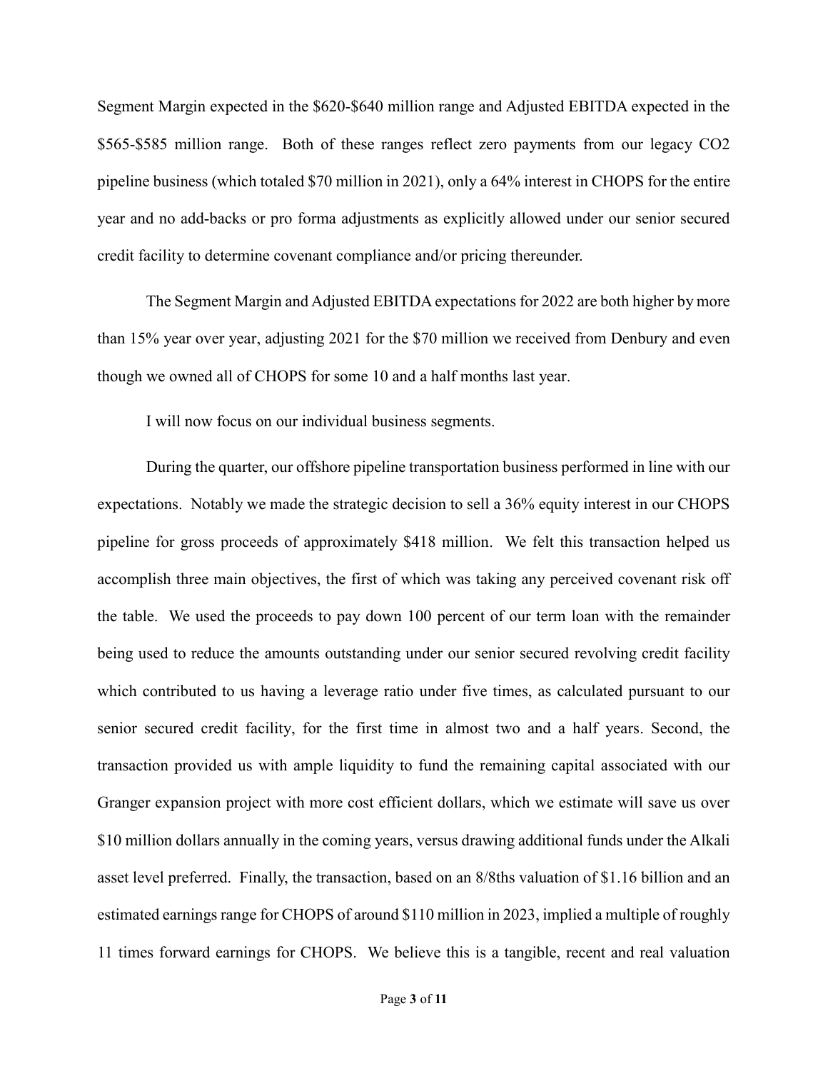Segment Margin expected in the $620-$640 million range and Adjusted EBITDA expected in the $565-$585 million range. Both of these ranges reflect zero payments from our legacy $CO_2$ pipeline business (which totaled $70 million in 2021), only a 64% interest in CHOPS for the entire year and no add-backs or pro forma adjustments as explicitly allowed under our senior secured credit facility to determine covenant compliance and/or pricing thereunder.

The Segment Margin and Adjusted EBITDA expectations for 2022 are both higher by more than 15% year over year, adjusting 2021 for the $70 million we received from Denbury and even though we owned all of CHOPS for some 10 and a half months last year.

I will now focus on our individual business segments.

During the quarter, our offshore pipeline transportation business performed in line with our expectations. Notably we made the strategic decision to sell a 36% equity interest in our CHOPS pipeline for gross proceeds of approximately $418 million. We felt this transaction helped us accomplish three main objectives, the first of which was taking any perceived covenant risk off the table. We used the proceeds to pay down 100 percent of our term loan with the remainder being used to reduce the amounts outstanding under our senior secured revolving credit facility which contributed to us having a leverage ratio under five times, as calculated pursuant to our senior secured credit facility, for the first time in almost two and a half years. Second, the transaction provided us with ample liquidity to fund the remaining capital associated with our Granger expansion project with more cost efficient dollars, which we estimate will save us over $10 million dollars annually in the coming years, versus drawing additional funds under the Alkali asset level preferred. Finally, the transaction, based on an 8/8ths valuation of $1.16 billion and an estimated earnings range for CHOPS of around $110 million in 2023, implied a multiple of roughly 11 times forward earnings for CHOPS. We believe this is a tangible, recent and real valuation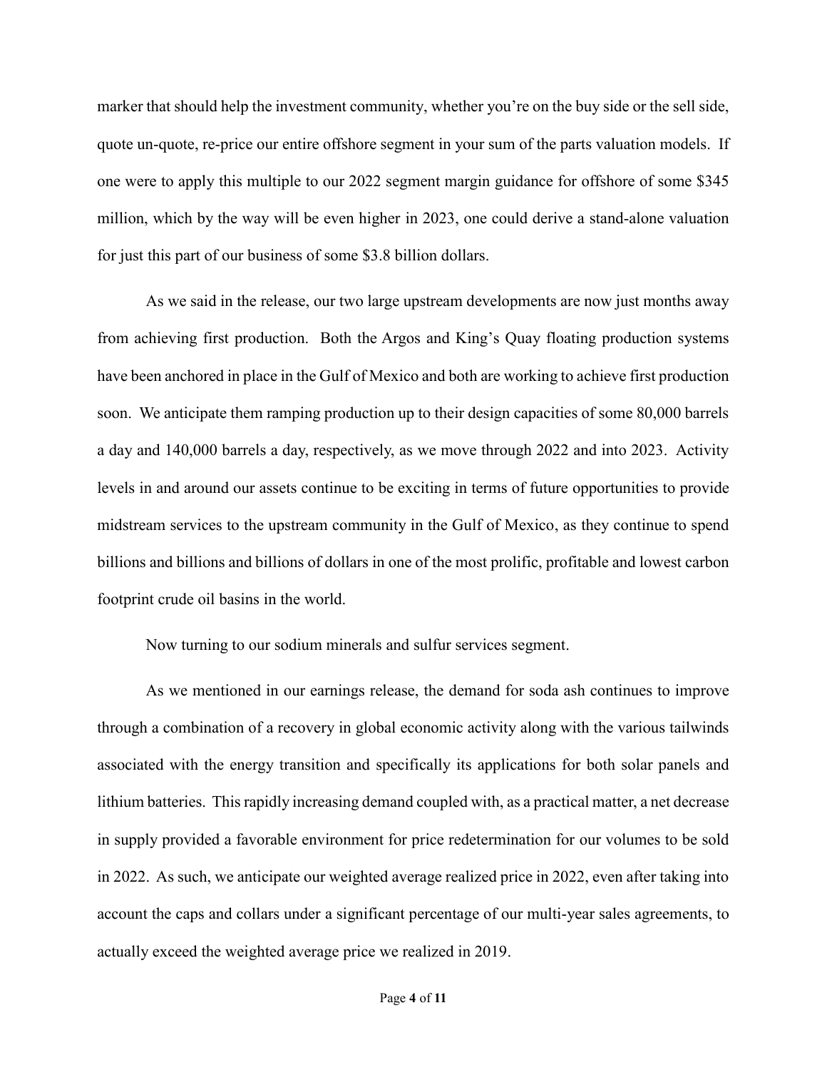marker that should help the investment community, whether you're on the buy side or the sell side, quote un-quote, re-price our entire offshore segment in your sum of the parts valuation models. If one were to apply this multiple to our 2022 segment margin guidance for offshore of some $345 million, which by the way will be even higher in 2023, one could derive a stand-alone valuation for just this part of our business of some $3.8 billion dollars.

As we said in the release, our two large upstream developments are now just months away from achieving first production. Both the Argos and King's Quay floating production systems have been anchored in place in the Gulf of Mexico and both are working to achieve first production soon. We anticipate them ramping production up to their design capacities of some 80,000 barrels a day and 140,000 barrels a day, respectively, as we move through 2022 and into 2023. Activity levels in and around our assets continue to be exciting in terms of future opportunities to provide midstream services to the upstream community in the Gulf of Mexico, as they continue to spend billions and billions and billions of dollars in one of the most prolific, profitable and lowest carbon footprint crude oil basins in the world.

Now turning to our sodium minerals and sulfur services segment.

As we mentioned in our earnings release, the demand for soda ash continues to improve through a combination of a recovery in global economic activity along with the various tailwinds associated with the energy transition and specifically its applications for both solar panels and lithium batteries. This rapidly increasing demand coupled with, as a practical matter, a net decrease in supply provided a favorable environment for price redetermination for our volumes to be sold in 2022. As such, we anticipate our weighted average realized price in 2022, even after taking into account the caps and collars under a significant percentage of our multi-year sales agreements, to actually exceed the weighted average price we realized in 2019.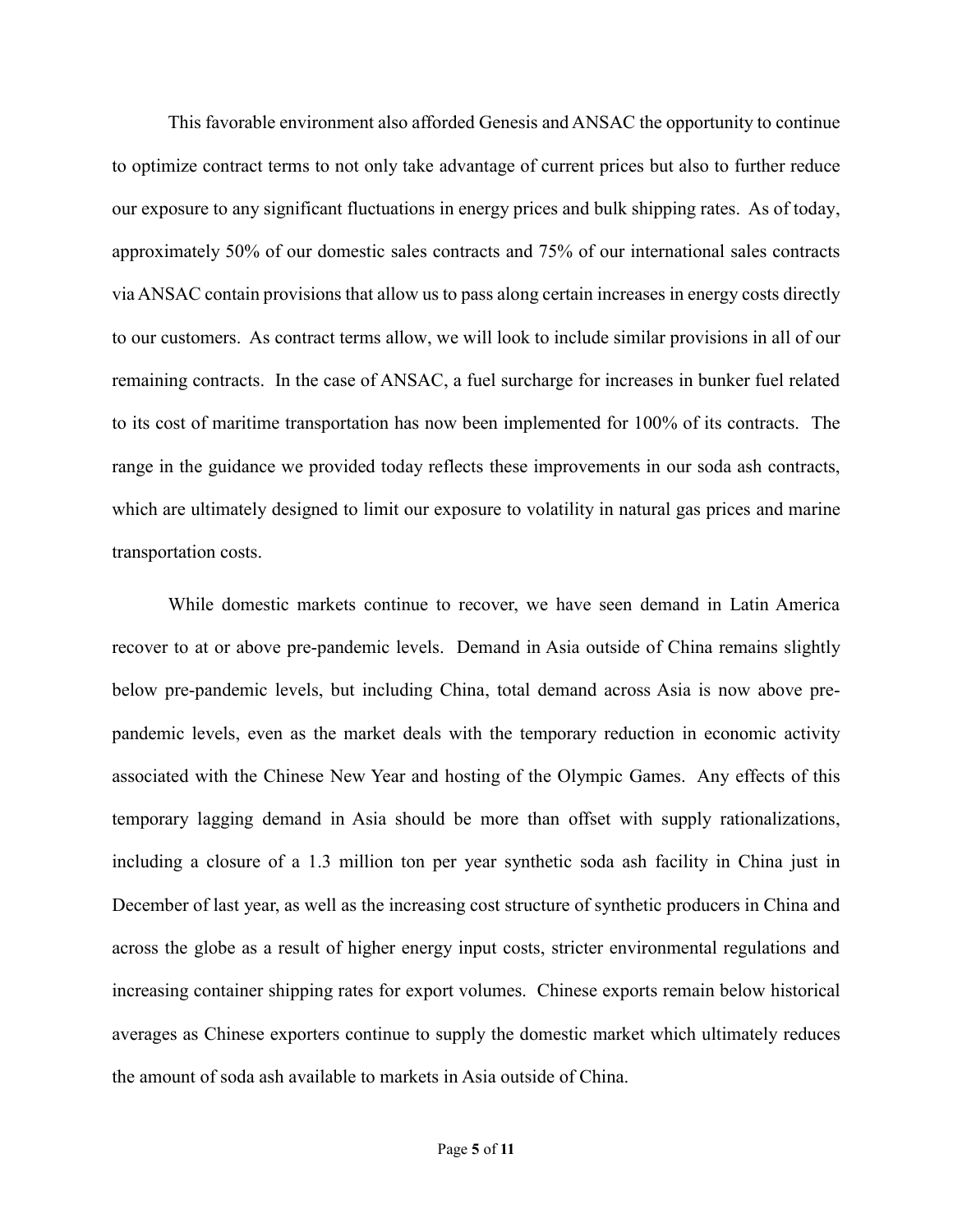This favorable environment also afforded Genesis and ANSAC the opportunity to continue to optimize contract terms to not only take advantage of current prices but also to further reduce our exposure to any significant fluctuations in energy prices and bulk shipping rates. As of today, approximately 50% of our domestic sales contracts and 75% of our international sales contracts via ANSAC contain provisions that allow us to pass along certain increases in energy costs directly to our customers. As contract terms allow, we will look to include similar provisions in all of our remaining contracts. In the case of ANSAC, a fuel surcharge for increases in bunker fuel related to its cost of maritime transportation has now been implemented for 100% of its contracts. The range in the guidance we provided today reflects these improvements in our soda ash contracts, which are ultimately designed to limit our exposure to volatility in natural gas prices and marine transportation costs.

While domestic markets continue to recover, we have seen demand in Latin America recover to at or above pre-pandemic levels. Demand in Asia outside of China remains slightly below pre-pandemic levels, but including China, total demand across Asia is now above pre-pandemic levels, even as the market deals with the temporary reduction in economic activity associated with the Chinese New Year and hosting of the Olympic Games. Any effects of this temporary lagging demand in Asia should be more than offset with supply rationalizations, including a closure of a 1.3 million ton per year synthetic soda ash facility in China just in December of last year, as well as the increasing cost structure of synthetic producers in China and across the globe as a result of higher energy input costs, stricter environmental regulations and increasing container shipping rates for export volumes. Chinese exports remain below historical averages as Chinese exporters continue to supply the domestic market which ultimately reduces the amount of soda ash available to markets in Asia outside of China.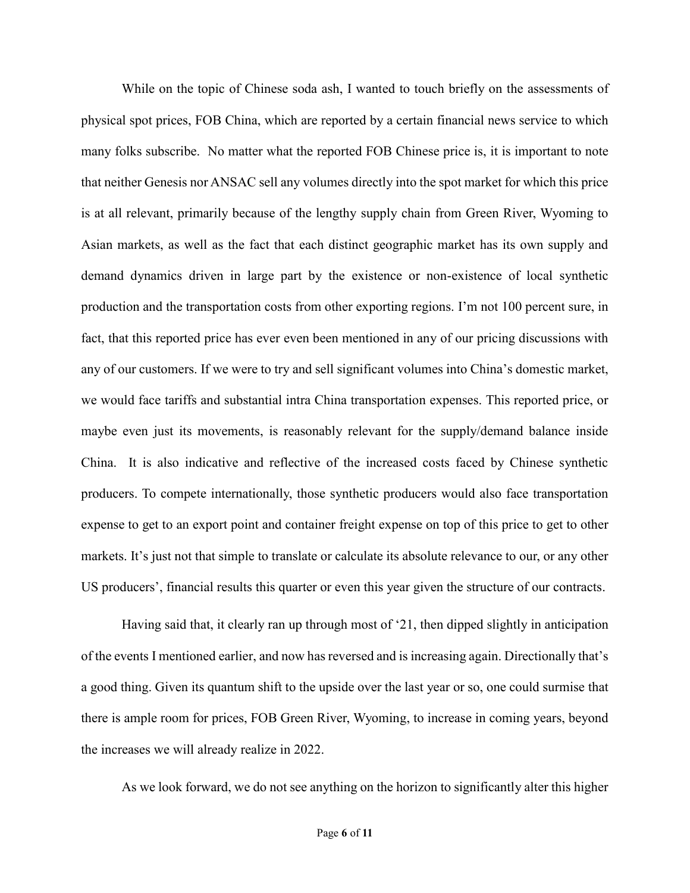While on the topic of Chinese soda ash, I wanted to touch briefly on the assessments of physical spot prices, FOB China, which are reported by a certain financial news service to which many folks subscribe. No matter what the reported FOB Chinese price is, it is important to note that neither Genesis nor ANSAC sell any volumes directly into the spot market for which this price is at all relevant, primarily because of the lengthy supply chain from Green River, Wyoming to Asian markets, as well as the fact that each distinct geographic market has its own supply and demand dynamics driven in large part by the existence or non-existence of local synthetic production and the transportation costs from other exporting regions. I'm not 100 percent sure, in fact, that this reported price has ever even been mentioned in any of our pricing discussions with any of our customers. If we were to try and sell significant volumes into China's domestic market, we would face tariffs and substantial intra China transportation expenses. This reported price, or maybe even just its movements, is reasonably relevant for the supply/demand balance inside China. It is also indicative and reflective of the increased costs faced by Chinese synthetic producers. To compete internationally, those synthetic producers would also face transportation expense to get to an export point and container freight expense on top of this price to get to other markets. It's just not that simple to translate or calculate its absolute relevance to our, or any other US producers', financial results this quarter or even this year given the structure of our contracts.

Having said that, it clearly ran up through most of '21, then dipped slightly in anticipation of the events I mentioned earlier, and now has reversed and is increasing again. Directionally that's a good thing. Given its quantum shift to the upside over the last year or so, one could surmise that there is ample room for prices, FOB Green River, Wyoming, to increase in coming years, beyond the increases we will already realize in 2022.

As we look forward, we do not see anything on the horizon to significantly alter this higher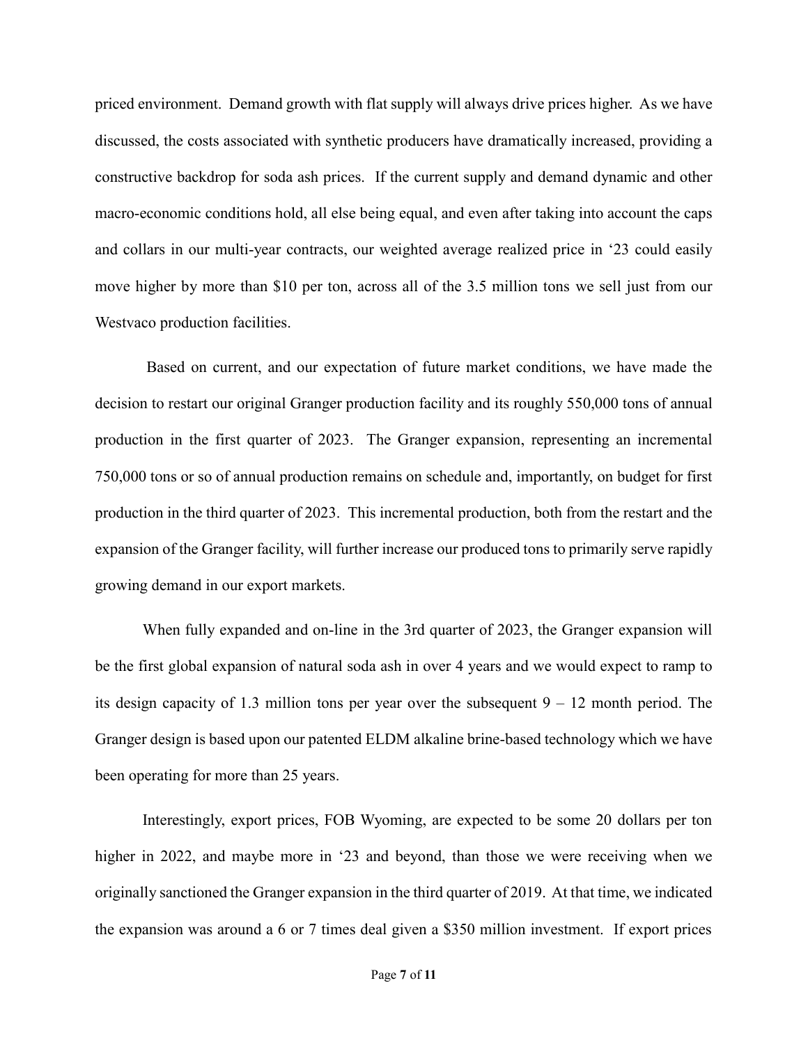priced environment. Demand growth with flat supply will always drive prices higher. As we have discussed, the costs associated with synthetic producers have dramatically increased, providing a constructive backdrop for soda ash prices. If the current supply and demand dynamic and other macro-economic conditions hold, all else being equal, and even after taking into account the caps and collars in our multi-year contracts, our weighted average realized price in '23 could easily move higher by more than $10 per ton, across all of the 3.5 million tons we sell just from our Westvaco production facilities.

Based on current, and our expectation of future market conditions, we have made the decision to restart our original Granger production facility and its roughly 550,000 tons of annual production in the first quarter of 2023. The Granger expansion, representing an incremental 750,000 tons or so of annual production remains on schedule and, importantly, on budget for first production in the third quarter of 2023. This incremental production, both from the restart and the expansion of the Granger facility, will further increase our produced tons to primarily serve rapidly growing demand in our export markets.

When fully expanded and on-line in the 3rd quarter of 2023, the Granger expansion will be the first global expansion of natural soda ash in over 4 years and we would expect to ramp to its design capacity of 1.3 million tons per year over the subsequent 9 – 12 month period. The Granger design is based upon our patented ELDM alkaline brine-based technology which we have been operating for more than 25 years.

Interestingly, export prices, FOB Wyoming, are expected to be some 20 dollars per ton higher in 2022, and maybe more in '23 and beyond, than those we were receiving when we originally sanctioned the Granger expansion in the third quarter of 2019. At that time, we indicated the expansion was around a 6 or 7 times deal given a $350 million investment. If export prices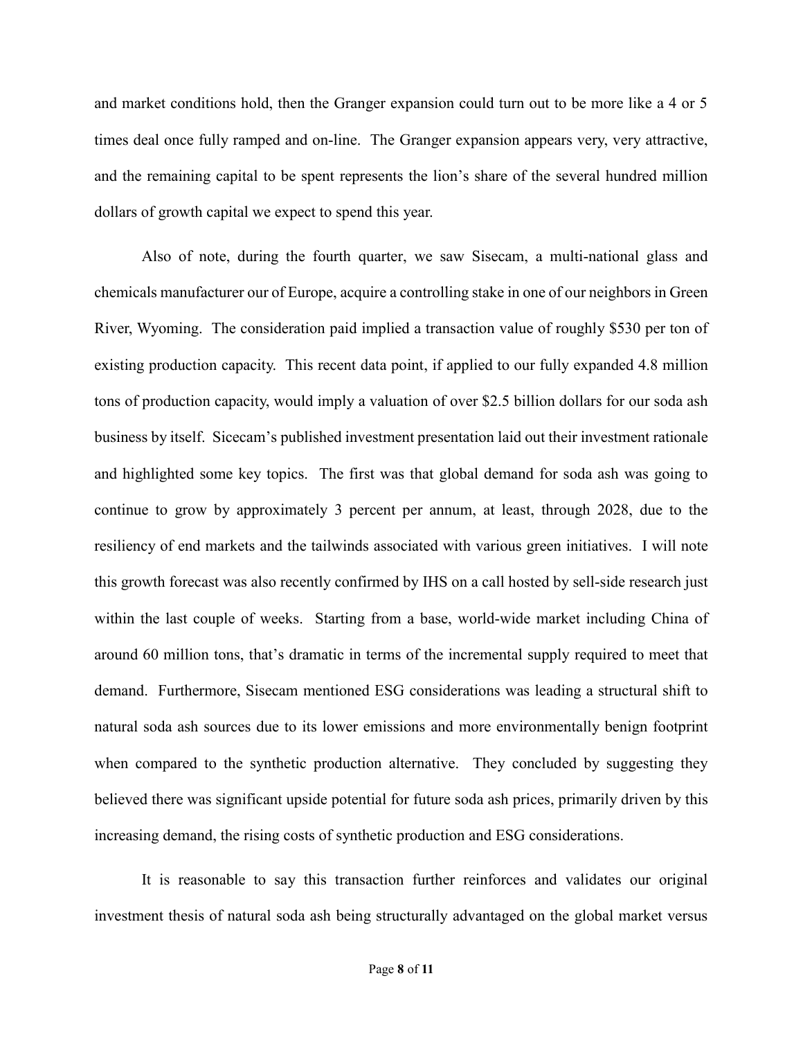and market conditions hold, then the Granger expansion could turn out to be more like a 4 or 5 times deal once fully ramped and on-line. The Granger expansion appears very, very attractive, and the remaining capital to be spent represents the lion's share of the several hundred million dollars of growth capital we expect to spend this year.

Also of note, during the fourth quarter, we saw Sisecam, a multi-national glass and chemicals manufacturer our of Europe, acquire a controlling stake in one of our neighbors in Green River, Wyoming. The consideration paid implied a transaction value of roughly \$530 per ton of existing production capacity. This recent data point, if applied to our fully expanded 4.8 million tons of production capacity, would imply a valuation of over \$2.5 billion dollars for our soda ash business by itself. Sicecam's published investment presentation laid out their investment rationale and highlighted some key topics. The first was that global demand for soda ash was going to continue to grow by approximately 3 percent per annum, at least, through 2028, due to the resiliency of end markets and the tailwinds associated with various green initiatives. I will note this growth forecast was also recently confirmed by IHS on a call hosted by sell-side research just within the last couple of weeks. Starting from a base, world-wide market including China of around 60 million tons, that's dramatic in terms of the incremental supply required to meet that demand. Furthermore, Sisecam mentioned ESG considerations was leading a structural shift to natural soda ash sources due to its lower emissions and more environmentally benign footprint when compared to the synthetic production alternative. They concluded by suggesting they believed there was significant upside potential for future soda ash prices, primarily driven by this increasing demand, the rising costs of synthetic production and ESG considerations.

It is reasonable to say this transaction further reinforces and validates our original investment thesis of natural soda ash being structurally advantaged on the global market versus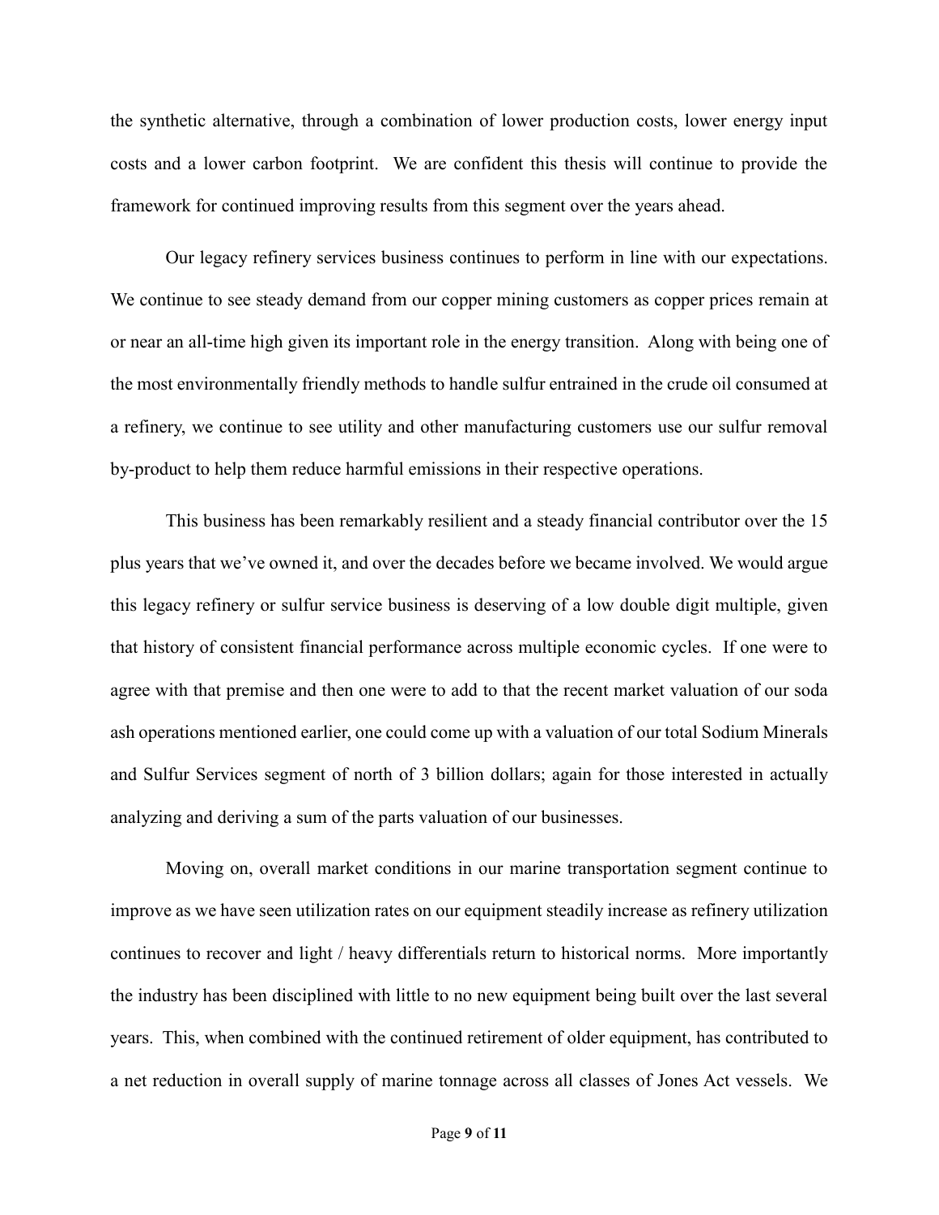the synthetic alternative, through a combination of lower production costs, lower energy input costs and a lower carbon footprint. We are confident this thesis will continue to provide the framework for continued improving results from this segment over the years ahead.

Our legacy refinery services business continues to perform in line with our expectations. We continue to see steady demand from our copper mining customers as copper prices remain at or near an all-time high given its important role in the energy transition. Along with being one of the most environmentally friendly methods to handle sulfur entrained in the crude oil consumed at a refinery, we continue to see utility and other manufacturing customers use our sulfur removal by-product to help them reduce harmful emissions in their respective operations.

This business has been remarkably resilient and a steady financial contributor over the 15 plus years that we've owned it, and over the decades before we became involved. We would argue this legacy refinery or sulfur service business is deserving of a low double digit multiple, given that history of consistent financial performance across multiple economic cycles. If one were to agree with that premise and then one were to add to that the recent market valuation of our soda ash operations mentioned earlier, one could come up with a valuation of our total Sodium Minerals and Sulfur Services segment of north of 3 billion dollars; again for those interested in actually analyzing and deriving a sum of the parts valuation of our businesses.

Moving on, overall market conditions in our marine transportation segment continue to improve as we have seen utilization rates on our equipment steadily increase as refinery utilization continues to recover and light / heavy differentials return to historical norms. More importantly the industry has been disciplined with little to no new equipment being built over the last several years. This, when combined with the continued retirement of older equipment, has contributed to a net reduction in overall supply of marine tonnage across all classes of Jones Act vessels. We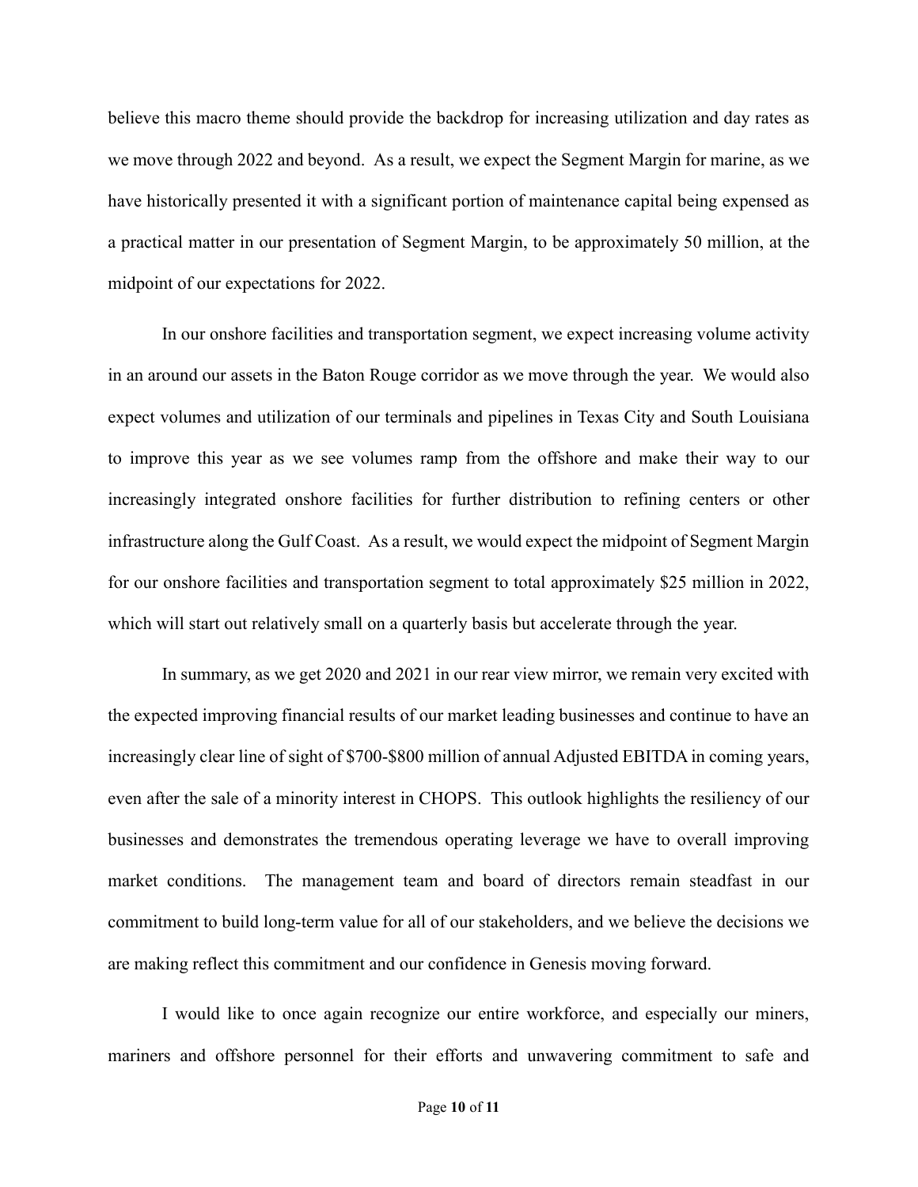believe this macro theme should provide the backdrop for increasing utilization and day rates as we move through 2022 and beyond. As a result, we expect the Segment Margin for marine, as we have historically presented it with a significant portion of maintenance capital being expensed as a practical matter in our presentation of Segment Margin, to be approximately 50 million, at the midpoint of our expectations for 2022.

In our onshore facilities and transportation segment, we expect increasing volume activity in an around our assets in the Baton Rouge corridor as we move through the year. We would also expect volumes and utilization of our terminals and pipelines in Texas City and South Louisiana to improve this year as we see volumes ramp from the offshore and make their way to our increasingly integrated onshore facilities for further distribution to refining centers or other infrastructure along the Gulf Coast. As a result, we would expect the midpoint of Segment Margin for our onshore facilities and transportation segment to total approximately $25 million in 2022, which will start out relatively small on a quarterly basis but accelerate through the year.

In summary, as we get 2020 and 2021 in our rear view mirror, we remain very excited with the expected improving financial results of our market leading businesses and continue to have an increasingly clear line of sight of $700-$800 million of annual Adjusted EBITDA in coming years, even after the sale of a minority interest in CHOPS. This outlook highlights the resiliency of our businesses and demonstrates the tremendous operating leverage we have to overall improving market conditions. The management team and board of directors remain steadfast in our commitment to build long-term value for all of our stakeholders, and we believe the decisions we are making reflect this commitment and our confidence in Genesis moving forward.

I would like to once again recognize our entire workforce, and especially our miners, mariners and offshore personnel for their efforts and unwavering commitment to safe and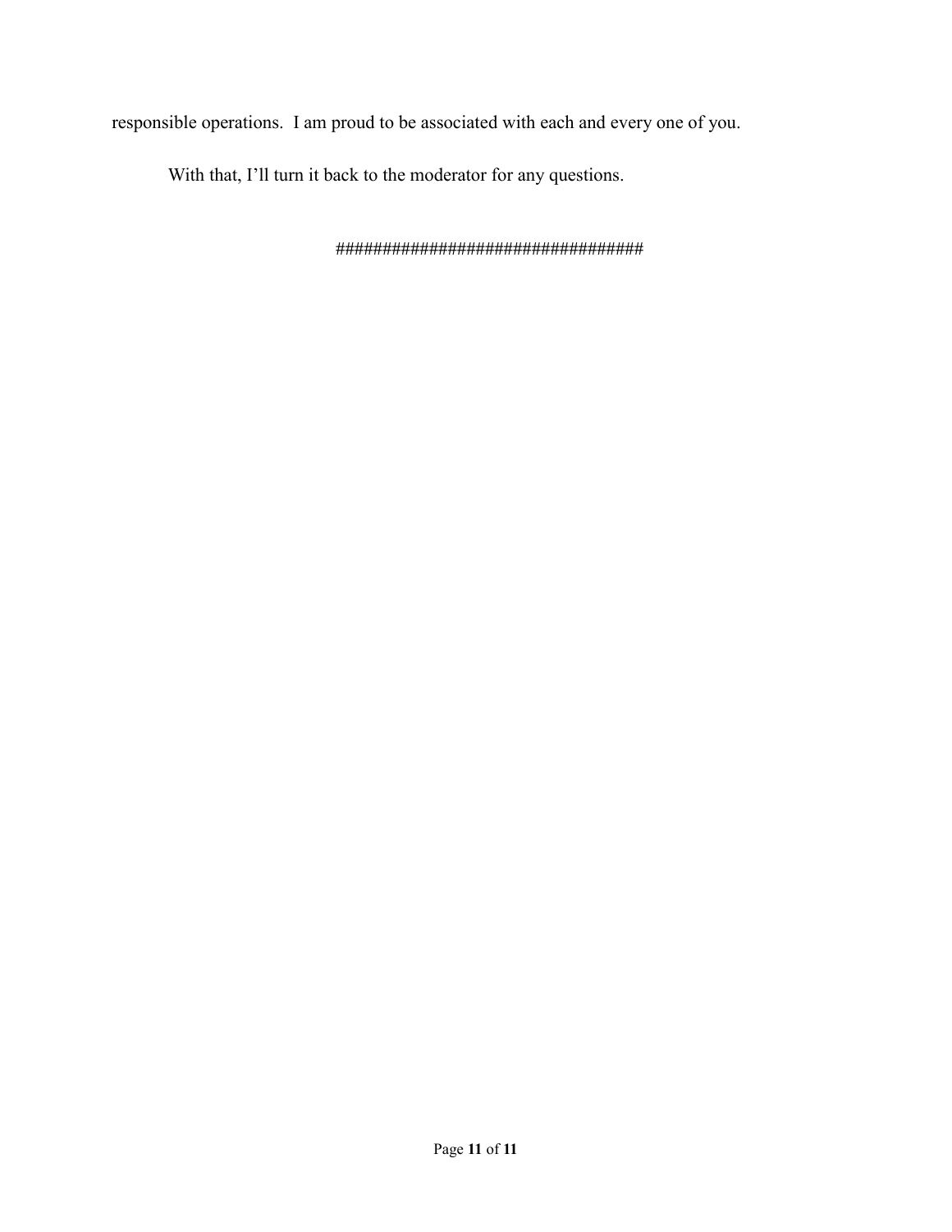responsible operations. I am proud to be associated with each and every one of you.

With that, I'll turn it back to the moderator for any questions.

################################